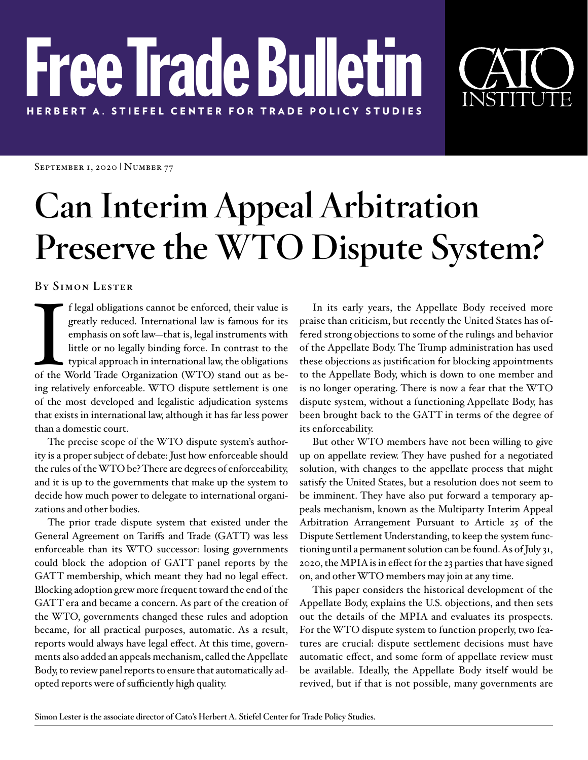# Free Trade Bulletin

HERBERT A. STIEFEL CENTER FOR TRADE POLICY STUDIES

CATO INSTITUTE

SEPTEMBER 1, 2020 | NUMBER 77

# Can Interim Appeal Arbitration Preserve the WTO Dispute System?

By Simon Lester

If legal obligations cannot be enforced, their value is greatly reduced. International law is famous for its emphasis on soft law—that is, legal instruments with little or no legally binding force. In contrast to the typical approach in international law, the obligations of the World Trade Organization (WTO) stand out as being relatively enforceable. WTO dispute settlement is one of the most developed and legalistic adjudication systems that exists in international law, although it has far less power than a domestic court.

The precise scope of the WTO dispute system's authority is a proper subject of debate: Just how enforceable should the rules of the WTO be? There are degrees of enforceability, and it is up to the governments that make up the system to decide how much power to delegate to international organizations and other bodies.

The prior trade dispute system that existed under the General Agreement on Tariffs and Trade (GATT) was less enforceable than its WTO successor: losing governments could block the adoption of GATT panel reports by the GATT membership, which meant they had no legal effect. Blocking adoption grew more frequent toward the end of the GATT era and became a concern. As part of the creation of the WTO, governments changed these rules and adoption became, for all practical purposes, automatic. As a result, reports would always have legal effect. At this time, governments also added an appeals mechanism, called the Appellate Body, to review panel reports to ensure that automatically adopted reports were of sufficiently high quality.

In its early years, the Appellate Body received more praise than criticism, but recently the United States has offered strong objections to some of the rulings and behavior of the Appellate Body. The Trump administration has used these objections as justification for blocking appointments to the Appellate Body, which is down to one member and is no longer operating. There is now a fear that the WTO dispute system, without a functioning Appellate Body, has been brought back to the GATT in terms of the degree of its enforceability.

But other WTO members have not been willing to give up on appellate review. They have pushed for a negotiated solution, with changes to the appellate process that might satisfy the United States, but a resolution does not seem to be imminent. They have also put forward a temporary appeals mechanism, known as the Multiparty Interim Appeal Arbitration Arrangement Pursuant to Article 25 of the Dispute Settlement Understanding, to keep the system functioning until a permanent solution can be found. As of July 31, 2020, the MPIA is in effect for the 23 parties that have signed on, and other WTO members may join at any time.

This paper considers the historical development of the Appellate Body, explains the U.S. objections, and then sets out the details of the MPIA and evaluates its prospects. For the WTO dispute system to function properly, two features are crucial: dispute settlement decisions must have automatic effect, and some form of appellate review must be available. Ideally, the Appellate Body itself would be revived, but if that is not possible, many governments are

Simon Lester is the associate director of Cato's Herbert A. Stiefel Center for Trade Policy Studies.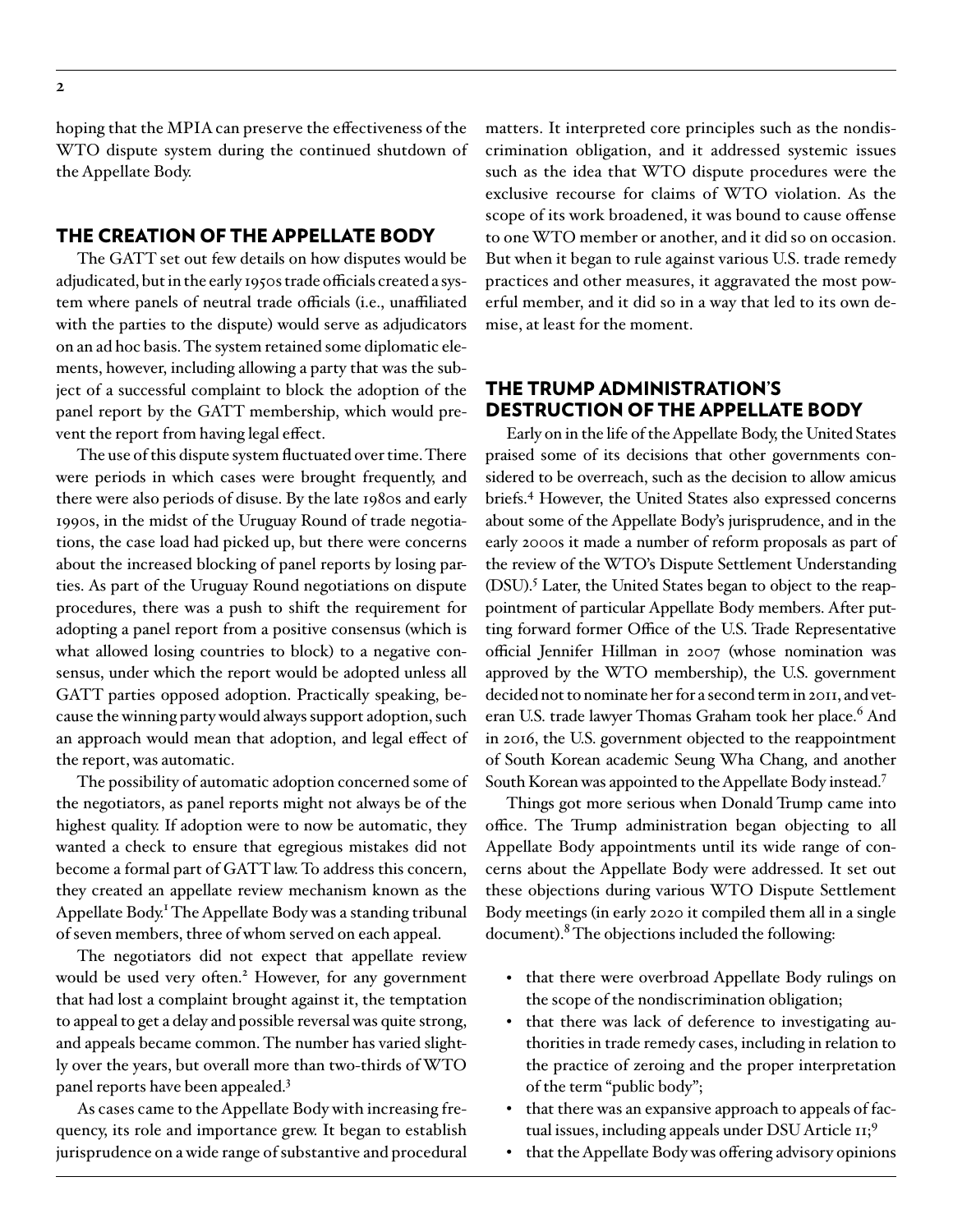hoping that the MPIA can preserve the effectiveness of the WTO dispute system during the continued shutdown of the Appellate Body.

## THE CREATION OF THE APPELLATE BODY

The GATT set out few details on how disputes would be adjudicated, but in the early 1950s trade officials created a system where panels of neutral trade officials (i.e., unaffiliated with the parties to the dispute) would serve as adjudicators on an ad hoc basis. The system retained some diplomatic elements, however, including allowing a party that was the subject of a successful complaint to block the adoption of the panel report by the GATT membership, which would prevent the report from having legal effect.

The use of this dispute system fluctuated over time. There were periods in which cases were brought frequently, and there were also periods of disuse. By the late 1980s and early 1990s, in the midst of the Uruguay Round of trade negotiations, the case load had picked up, but there were concerns about the increased blocking of panel reports by losing parties. As part of the Uruguay Round negotiations on dispute procedures, there was a push to shift the requirement for adopting a panel report from a positive consensus (which is what allowed losing countries to block) to a negative consensus, under which the report would be adopted unless all GATT parties opposed adoption. Practically speaking, because the winning party would always support adoption, such an approach would mean that adoption, and legal effect of the report, was automatic.

The possibility of automatic adoption concerned some of the negotiators, as panel reports might not always be of the highest quality. If adoption were to now be automatic, they wanted a check to ensure that egregious mistakes did not become a formal part of GATT law. To address this concern, they created an appellate review mechanism known as the Appellate Body.[1] The Appellate Body was a standing tribunal of seven members, three of whom served on each appeal.

The negotiators did not expect that appellate review would be used very often.[2] However, for any government that had lost a complaint brought against it, the temptation to appeal to get a delay and possible reversal was quite strong, and appeals became common. The number has varied slightly over the years, but overall more than two-thirds of WTO panel reports have been appealed.[3]

As cases came to the Appellate Body with increasing frequency, its role and importance grew. It began to establish jurisprudence on a wide range of substantive and procedural matters. It interpreted core principles such as the nondiscrimination obligation, and it addressed systemic issues such as the idea that WTO dispute procedures were the exclusive recourse for claims of WTO violation. As the scope of its work broadened, it was bound to cause offense to one WTO member or another, and it did so on occasion. But when it began to rule against various U.S. trade remedy practices and other measures, it aggravated the most powerful member, and it did so in a way that led to its own demise, at least for the moment.

## THE TRUMP ADMINISTRATION'S DESTRUCTION OF THE APPELLATE BODY

Early on in the life of the Appellate Body, the United States praised some of its decisions that other governments considered to be overreach, such as the decision to allow amicus briefs.[4] However, the United States also expressed concerns about some of the Appellate Body's jurisprudence, and in the early 2000s it made a number of reform proposals as part of the review of the WTO's Dispute Settlement Understanding (DSU).[5] Later, the United States began to object to the reappointment of particular Appellate Body members. After putting forward former Office of the U.S. Trade Representative official Jennifer Hillman in 2007 (whose nomination was approved by the WTO membership), the U.S. government decided not to nominate her for a second term in 2011, and veteran U.S. trade lawyer Thomas Graham took her place.[6] And in 2016, the U.S. government objected to the reappointment of South Korean academic Seung Wha Chang, and another South Korean was appointed to the Appellate Body instead.[7]

Things got more serious when Donald Trump came into office. The Trump administration began objecting to all Appellate Body appointments until its wide range of concerns about the Appellate Body were addressed. It set out these objections during various WTO Dispute Settlement Body meetings (in early 2020 it compiled them all in a single document).[8] The objections included the following:

- that there were overbroad Appellate Body rulings on the scope of the nondiscrimination obligation;
- that there was lack of deference to investigating authorities in trade remedy cases, including in relation to the practice of zeroing and the proper interpretation of the term "public body";
- that there was an expansive approach to appeals of factual issues, including appeals under DSU Article 11;[9]
- that the Appellate Body was offering advisory opinions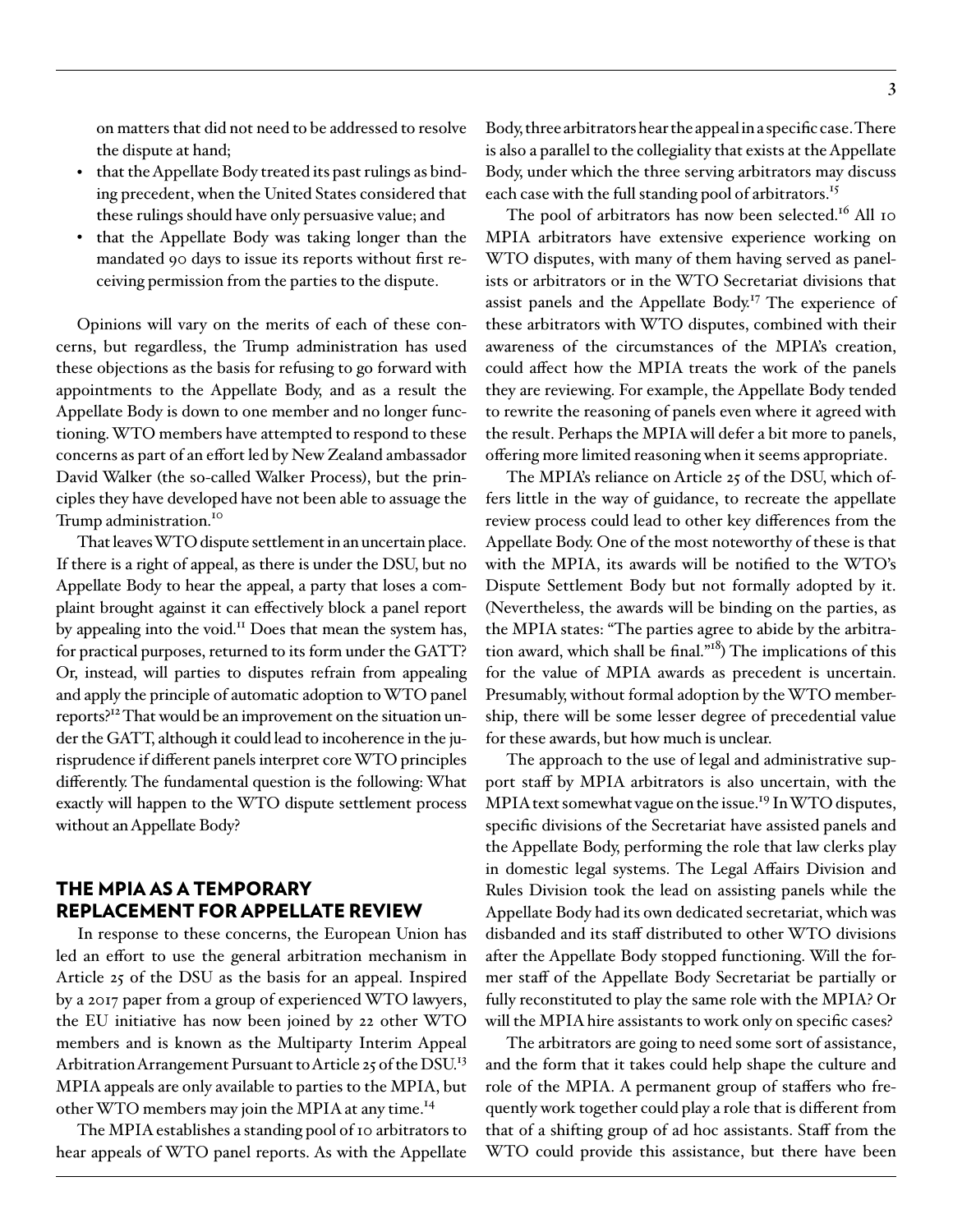on matters that did not need to be addressed to resolve the dispute at hand;

- that the Appellate Body treated its past rulings as binding precedent, when the United States considered that these rulings should have only persuasive value; and
- that the Appellate Body was taking longer than the mandated 90 days to issue its reports without first receiving permission from the parties to the dispute.

Opinions will vary on the merits of each of these concerns, but regardless, the Trump administration has used these objections as the basis for refusing to go forward with appointments to the Appellate Body, and as a result the Appellate Body is down to one member and no longer functioning. WTO members have attempted to respond to these concerns as part of an effort led by New Zealand ambassador David Walker (the so-called Walker Process), but the principles they have developed have not been able to assuage the Trump administration.[10]

That leaves WTO dispute settlement in an uncertain place. If there is a right of appeal, as there is under the DSU, but no Appellate Body to hear the appeal, a party that loses a complaint brought against it can effectively block a panel report by appealing into the void.[11] Does that mean the system has, for practical purposes, returned to its form under the GATT? Or, instead, will parties to disputes refrain from appealing and apply the principle of automatic adoption to WTO panel reports?[12] That would be an improvement on the situation under the GATT, although it could lead to incoherence in the jurisprudence if different panels interpret core WTO principles differently. The fundamental question is the following: What exactly will happen to the WTO dispute settlement process without an Appellate Body?

## THE MPIA AS A TEMPORARY REPLACEMENT FOR APPELLATE REVIEW

In response to these concerns, the European Union has led an effort to use the general arbitration mechanism in Article 25 of the DSU as the basis for an appeal. Inspired by a 2017 paper from a group of experienced WTO lawyers, the EU initiative has now been joined by 22 other WTO members and is known as the Multiparty Interim Appeal Arbitration Arrangement Pursuant to Article 25 of the DSU.[13] MPIA appeals are only available to parties to the MPIA, but other WTO members may join the MPIA at any time.[14]

The MPIA establishes a standing pool of 10 arbitrators to hear appeals of WTO panel reports. As with the Appellate Body, three arbitrators hear the appeal in a specific case. There is also a parallel to the collegiality that exists at the Appellate Body, under which the three serving arbitrators may discuss each case with the full standing pool of arbitrators.[15]

The pool of arbitrators has now been selected.[16] All 10 MPIA arbitrators have extensive experience working on WTO disputes, with many of them having served as panelists or arbitrators or in the WTO Secretariat divisions that assist panels and the Appellate Body.[17] The experience of these arbitrators with WTO disputes, combined with their awareness of the circumstances of the MPIA's creation, could affect how the MPIA treats the work of the panels they are reviewing. For example, the Appellate Body tended to rewrite the reasoning of panels even where it agreed with the result. Perhaps the MPIA will defer a bit more to panels, offering more limited reasoning when it seems appropriate.

The MPIA's reliance on Article 25 of the DSU, which offers little in the way of guidance, to recreate the appellate review process could lead to other key differences from the Appellate Body. One of the most noteworthy of these is that with the MPIA, its awards will be notified to the WTO's Dispute Settlement Body but not formally adopted by it. (Nevertheless, the awards will be binding on the parties, as the MPIA states: "The parties agree to abide by the arbitration award, which shall be final."[18]) The implications of this for the value of MPIA awards as precedent is uncertain. Presumably, without formal adoption by the WTO membership, there will be some lesser degree of precedential value for these awards, but how much is unclear.

The approach to the use of legal and administrative support staff by MPIA arbitrators is also uncertain, with the MPIA text somewhat vague on the issue.[19] In WTO disputes, specific divisions of the Secretariat have assisted panels and the Appellate Body, performing the role that law clerks play in domestic legal systems. The Legal Affairs Division and Rules Division took the lead on assisting panels while the Appellate Body had its own dedicated secretariat, which was disbanded and its staff distributed to other WTO divisions after the Appellate Body stopped functioning. Will the former staff of the Appellate Body Secretariat be partially or fully reconstituted to play the same role with the MPIA? Or will the MPIA hire assistants to work only on specific cases?

The arbitrators are going to need some sort of assistance, and the form that it takes could help shape the culture and role of the MPIA. A permanent group of staffers who frequently work together could play a role that is different from that of a shifting group of ad hoc assistants. Staff from the WTO could provide this assistance, but there have been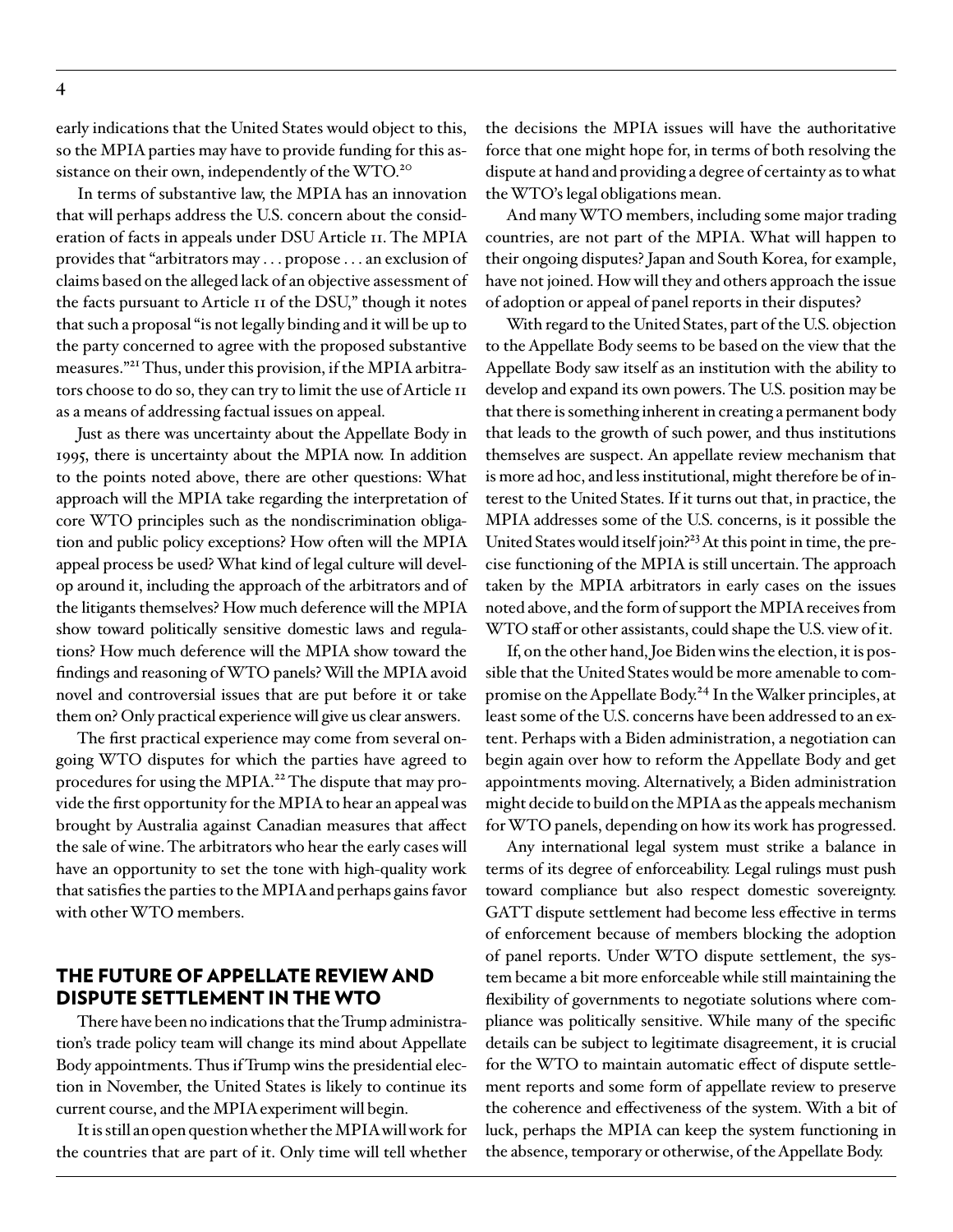early indications that the United States would object to this, so the MPIA parties may have to provide funding for this assistance on their own, independently of the WTO.[20]

In terms of substantive law, the MPIA has an innovation that will perhaps address the U.S. concern about the consideration of facts in appeals under DSU Article 11. The MPIA provides that "arbitrators may . . . propose . . . an exclusion of claims based on the alleged lack of an objective assessment of the facts pursuant to Article 11 of the DSU," though it notes that such a proposal "is not legally binding and it will be up to the party concerned to agree with the proposed substantive measures."[21] Thus, under this provision, if the MPIA arbitrators choose to do so, they can try to limit the use of Article 11 as a means of addressing factual issues on appeal.

Just as there was uncertainty about the Appellate Body in 1995, there is uncertainty about the MPIA now. In addition to the points noted above, there are other questions: What approach will the MPIA take regarding the interpretation of core WTO principles such as the nondiscrimination obligation and public policy exceptions? How often will the MPIA appeal process be used? What kind of legal culture will develop around it, including the approach of the arbitrators and of the litigants themselves? How much deference will the MPIA show toward politically sensitive domestic laws and regulations? How much deference will the MPIA show toward the findings and reasoning of WTO panels? Will the MPIA avoid novel and controversial issues that are put before it or take them on? Only practical experience will give us clear answers.

The first practical experience may come from several ongoing WTO disputes for which the parties have agreed to procedures for using the MPIA.[22] The dispute that may provide the first opportunity for the MPIA to hear an appeal was brought by Australia against Canadian measures that affect the sale of wine. The arbitrators who hear the early cases will have an opportunity to set the tone with high-quality work that satisfies the parties to the MPIA and perhaps gains favor with other WTO members.

## THE FUTURE OF APPELLATE REVIEW AND DISPUTE SETTLEMENT IN THE WTO

There have been no indications that the Trump administration's trade policy team will change its mind about Appellate Body appointments. Thus if Trump wins the presidential election in November, the United States is likely to continue its current course, and the MPIA experiment will begin.

It is still an open question whether the MPIA will work for the countries that are part of it. Only time will tell whether the decisions the MPIA issues will have the authoritative force that one might hope for, in terms of both resolving the dispute at hand and providing a degree of certainty as to what the WTO's legal obligations mean.

And many WTO members, including some major trading countries, are not part of the MPIA. What will happen to their ongoing disputes? Japan and South Korea, for example, have not joined. How will they and others approach the issue of adoption or appeal of panel reports in their disputes?

With regard to the United States, part of the U.S. objection to the Appellate Body seems to be based on the view that the Appellate Body saw itself as an institution with the ability to develop and expand its own powers. The U.S. position may be that there is something inherent in creating a permanent body that leads to the growth of such power, and thus institutions themselves are suspect. An appellate review mechanism that is more ad hoc, and less institutional, might therefore be of interest to the United States. If it turns out that, in practice, the MPIA addresses some of the U.S. concerns, is it possible the United States would itself join?[23] At this point in time, the precise functioning of the MPIA is still uncertain. The approach taken by the MPIA arbitrators in early cases on the issues noted above, and the form of support the MPIA receives from WTO staff or other assistants, could shape the U.S. view of it.

If, on the other hand, Joe Biden wins the election, it is possible that the United States would be more amenable to compromise on the Appellate Body.[24] In the Walker principles, at least some of the U.S. concerns have been addressed to an extent. Perhaps with a Biden administration, a negotiation can begin again over how to reform the Appellate Body and get appointments moving. Alternatively, a Biden administration might decide to build on the MPIA as the appeals mechanism for WTO panels, depending on how its work has progressed.

Any international legal system must strike a balance in terms of its degree of enforceability. Legal rulings must push toward compliance but also respect domestic sovereignty. GATT dispute settlement had become less effective in terms of enforcement because of members blocking the adoption of panel reports. Under WTO dispute settlement, the system became a bit more enforceable while still maintaining the flexibility of governments to negotiate solutions where compliance was politically sensitive. While many of the specific details can be subject to legitimate disagreement, it is crucial for the WTO to maintain automatic effect of dispute settlement reports and some form of appellate review to preserve the coherence and effectiveness of the system. With a bit of luck, perhaps the MPIA can keep the system functioning in the absence, temporary or otherwise, of the Appellate Body.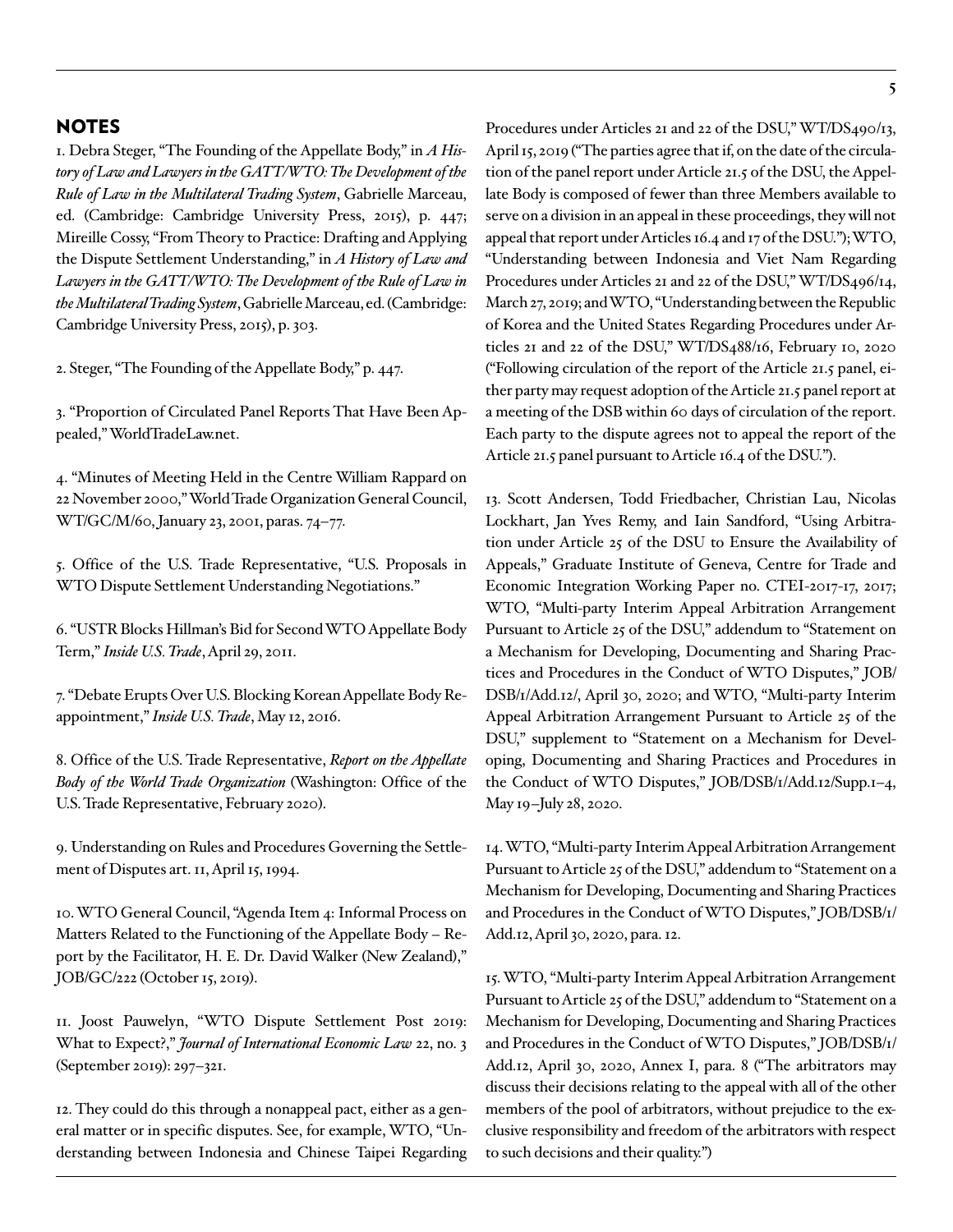## NOTES

1. Debra Steger, "The Founding of the Appellate Body," in *A History of Law and Lawyers in the GATT/WTO: The Development of the Rule of Law in the Multilateral Trading System*, Gabrielle Marceau, ed. (Cambridge: Cambridge University Press, 2015), p. 447; Mireille Cossy, "From Theory to Practice: Drafting and Applying the Dispute Settlement Understanding," in *A History of Law and Lawyers in the GATT/WTO: The Development of the Rule of Law in the Multilateral Trading System*, Gabrielle Marceau, ed. (Cambridge: Cambridge University Press, 2015), p. 303.

2. Steger, "The Founding of the Appellate Body," p. 447.

3. "Proportion of Circulated Panel Reports That Have Been Appealed," WorldTradeLaw.net.

4. "Minutes of Meeting Held in the Centre William Rappard on 22 November 2000," World Trade Organization General Council, WT/GC/M/60, January 23, 2001, paras. 74–77.

5. Office of the U.S. Trade Representative, "U.S. Proposals in WTO Dispute Settlement Understanding Negotiations."

6. "USTR Blocks Hillman's Bid for Second WTO Appellate Body Term," *Inside U.S. Trade*, April 29, 2011.

7. "Debate Erupts Over U.S. Blocking Korean Appellate Body Reappointment," *Inside U.S. Trade*, May 12, 2016.

8. Office of the U.S. Trade Representative, *Report on the Appellate Body of the World Trade Organization* (Washington: Office of the U.S. Trade Representative, February 2020).

9. Understanding on Rules and Procedures Governing the Settlement of Disputes art. 11, April 15, 1994.

10. WTO General Council, "Agenda Item 4: Informal Process on Matters Related to the Functioning of the Appellate Body – Report by the Facilitator, H. E. Dr. David Walker (New Zealand)," JOB/GC/222 (October 15, 2019).

11. Joost Pauwelyn, "WTO Dispute Settlement Post 2019: What to Expect?," *Journal of International Economic Law* 22, no. 3 (September 2019): 297–321.

12. They could do this through a nonappeal pact, either as a general matter or in specific disputes. See, for example, WTO, "Understanding between Indonesia and Chinese Taipei Regarding Procedures under Articles 21 and 22 of the DSU," WT/DS490/13, April 15, 2019 ("The parties agree that if, on the date of the circulation of the panel report under Article 21.5 of the DSU, the Appellate Body is composed of fewer than three Members available to serve on a division in an appeal in these proceedings, they will not appeal that report under Articles 16.4 and 17 of the DSU."); WTO, "Understanding between Indonesia and Viet Nam Regarding Procedures under Articles 21 and 22 of the DSU," WT/DS496/14, March 27, 2019; and WTO, "Understanding between the Republic of Korea and the United States Regarding Procedures under Articles 21 and 22 of the DSU," WT/DS488/16, February 10, 2020 ("Following circulation of the report of the Article 21.5 panel, either party may request adoption of the Article 21.5 panel report at a meeting of the DSB within 60 days of circulation of the report. Each party to the dispute agrees not to appeal the report of the Article 21.5 panel pursuant to Article 16.4 of the DSU.").

13. Scott Andersen, Todd Friedbacher, Christian Lau, Nicolas Lockhart, Jan Yves Remy, and Iain Sandford, "Using Arbitration under Article 25 of the DSU to Ensure the Availability of Appeals," Graduate Institute of Geneva, Centre for Trade and Economic Integration Working Paper no. CTEI-2017-17, 2017; WTO, "Multi-party Interim Appeal Arbitration Arrangement Pursuant to Article 25 of the DSU," addendum to "Statement on a Mechanism for Developing, Documenting and Sharing Practices and Procedures in the Conduct of WTO Disputes," JOB/DSB/1/Add.12/, April 30, 2020; and WTO, "Multi-party Interim Appeal Arbitration Arrangement Pursuant to Article 25 of the DSU," supplement to "Statement on a Mechanism for Developing, Documenting and Sharing Practices and Procedures in the Conduct of WTO Disputes," JOB/DSB/1/Add.12/Supp.1–4, May 19–July 28, 2020.

14. WTO, "Multi-party Interim Appeal Arbitration Arrangement Pursuant to Article 25 of the DSU," addendum to "Statement on a Mechanism for Developing, Documenting and Sharing Practices and Procedures in the Conduct of WTO Disputes," JOB/DSB/1/Add.12, April 30, 2020, para. 12.

15. WTO, "Multi-party Interim Appeal Arbitration Arrangement Pursuant to Article 25 of the DSU," addendum to "Statement on a Mechanism for Developing, Documenting and Sharing Practices and Procedures in the Conduct of WTO Disputes," JOB/DSB/1/Add.12, April 30, 2020, Annex I, para. 8 ("The arbitrators may discuss their decisions relating to the appeal with all of the other members of the pool of arbitrators, without prejudice to the exclusive responsibility and freedom of the arbitrators with respect to such decisions and their quality.")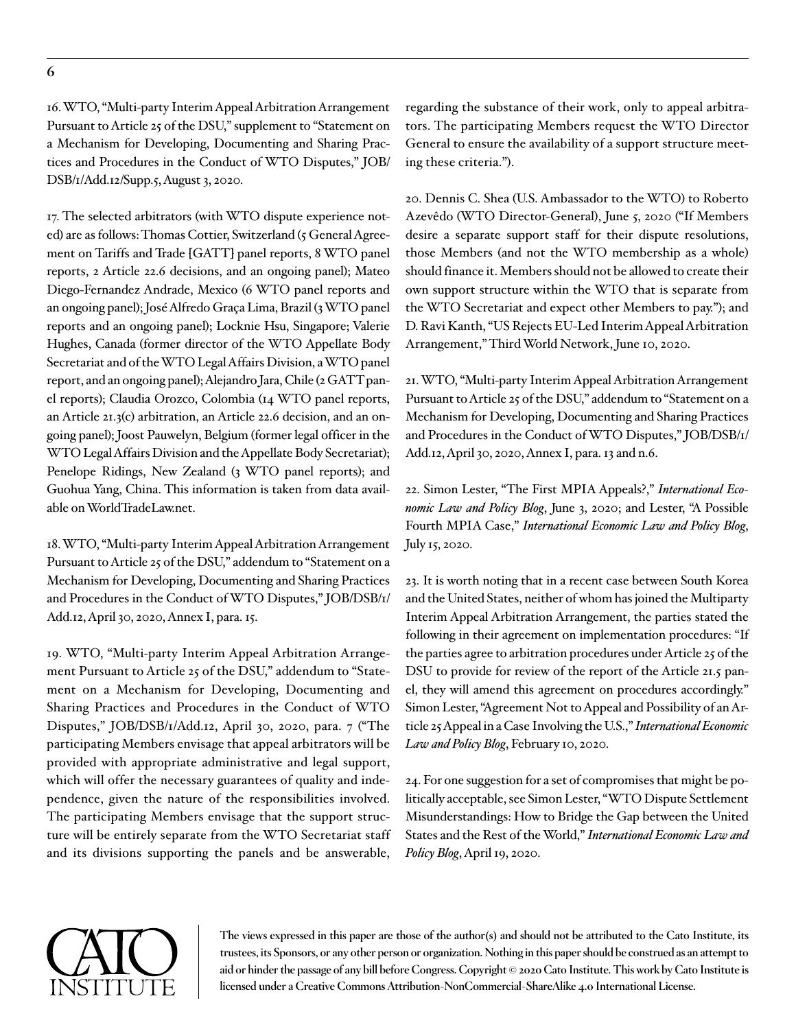16. WTO, "Multi-party Interim Appeal Arbitration Arrangement Pursuant to Article 25 of the DSU," supplement to "Statement on a Mechanism for Developing, Documenting and Sharing Practices and Procedures in the Conduct of WTO Disputes," JOB/DSB/1/Add.12/Supp.5, August 3, 2020.

17. The selected arbitrators (with WTO dispute experience noted) are as follows: Thomas Cottier, Switzerland (5 General Agreement on Tariffs and Trade [GATT] panel reports, 8 WTO panel reports, 2 Article 22.6 decisions, and an ongoing panel); Mateo Diego-Fernandez Andrade, Mexico (6 WTO panel reports and an ongoing panel); José Alfredo Graça Lima, Brazil (3 WTO panel reports and an ongoing panel); Locknie Hsu, Singapore; Valerie Hughes, Canada (former director of the WTO Appellate Body Secretariat and of the WTO Legal Affairs Division, a WTO panel report, and an ongoing panel); Alejandro Jara, Chile (2 GATT panel reports); Claudia Orozco, Colombia (14 WTO panel reports, an Article 21.3(c) arbitration, an Article 22.6 decision, and an ongoing panel); Joost Pauwelyn, Belgium (former legal officer in the WTO Legal Affairs Division and the Appellate Body Secretariat); Penelope Ridings, New Zealand (3 WTO panel reports); and Guohua Yang, China. This information is taken from data available on WorldTradeLaw.net.

18. WTO, "Multi-party Interim Appeal Arbitration Arrangement Pursuant to Article 25 of the DSU," addendum to "Statement on a Mechanism for Developing, Documenting and Sharing Practices and Procedures in the Conduct of WTO Disputes," JOB/DSB/1/Add.12, April 30, 2020, Annex I, para. 15.

19. WTO, "Multi-party Interim Appeal Arbitration Arrangement Pursuant to Article 25 of the DSU," addendum to "Statement on a Mechanism for Developing, Documenting and Sharing Practices and Procedures in the Conduct of WTO Disputes," JOB/DSB/1/Add.12, April 30, 2020, para. 7 ("The participating Members envisage that appeal arbitrators will be provided with appropriate administrative and legal support, which will offer the necessary guarantees of quality and independence, given the nature of the responsibilities involved. The participating Members envisage that the support structure will be entirely separate from the WTO Secretariat staff and its divisions supporting the panels and be answerable, regarding the substance of their work, only to appeal arbitrators. The participating Members request the WTO Director General to ensure the availability of a support structure meeting these criteria.").

20. Dennis C. Shea (U.S. Ambassador to the WTO) to Roberto Azevêdo (WTO Director-General), June 5, 2020 ("If Members desire a separate support staff for their dispute resolutions, those Members (and not the WTO membership as a whole) should finance it. Members should not be allowed to create their own support structure within the WTO that is separate from the WTO Secretariat and expect other Members to pay."); and D. Ravi Kanth, "US Rejects EU-Led Interim Appeal Arbitration Arrangement," Third World Network, June 10, 2020.

21. WTO, "Multi-party Interim Appeal Arbitration Arrangement Pursuant to Article 25 of the DSU," addendum to "Statement on a Mechanism for Developing, Documenting and Sharing Practices and Procedures in the Conduct of WTO Disputes," JOB/DSB/1/Add.12, April 30, 2020, Annex I, para. 13 and n.6.

22. Simon Lester, "The First MPIA Appeals?," *International Economic Law and Policy Blog*, June 3, 2020; and Lester, "A Possible Fourth MPIA Case," *International Economic Law and Policy Blog*, July 15, 2020.

23. It is worth noting that in a recent case between South Korea and the United States, neither of whom has joined the Multiparty Interim Appeal Arbitration Arrangement, the parties stated the following in their agreement on implementation procedures: "If the parties agree to arbitration procedures under Article 25 of the DSU to provide for review of the report of the Article 21.5 panel, they will amend this agreement on procedures accordingly." Simon Lester, "Agreement Not to Appeal and Possibility of an Article 25 Appeal in a Case Involving the U.S.," *International Economic Law and Policy Blog*, February 10, 2020.

24. For one suggestion for a set of compromises that might be politically acceptable, see Simon Lester, "WTO Dispute Settlement Misunderstandings: How to Bridge the Gap between the United States and the Rest of the World," *International Economic Law and Policy Blog*, April 19, 2020.

CATO INSTITUTE

The views expressed in this paper are those of the author(s) and should not be attributed to the Cato Institute, its trustees, its Sponsors, or any other person or organization. Nothing in this paper should be construed as an attempt to aid or hinder the passage of any bill before Congress. Copyright © 2020 Cato Institute. This work by Cato Institute is licensed under a Creative Commons Attribution-NonCommercial-ShareAlike 4.0 International License.